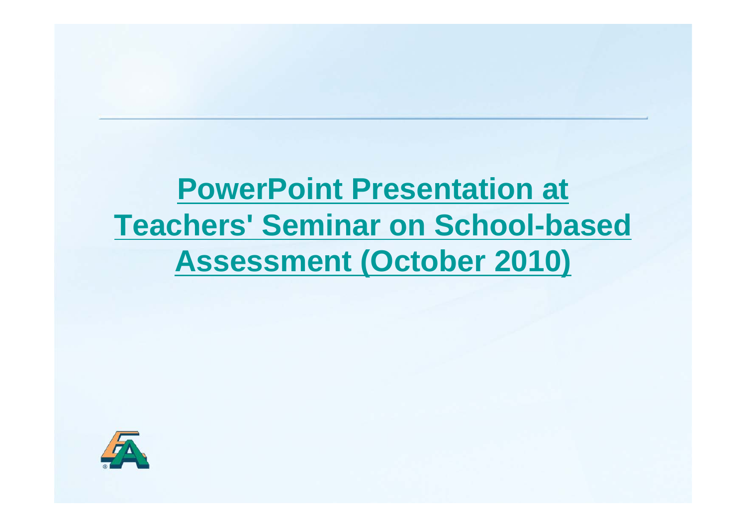# PowerPoint Presentation at Teachers' Seminar on School-based Assessment (October 2010)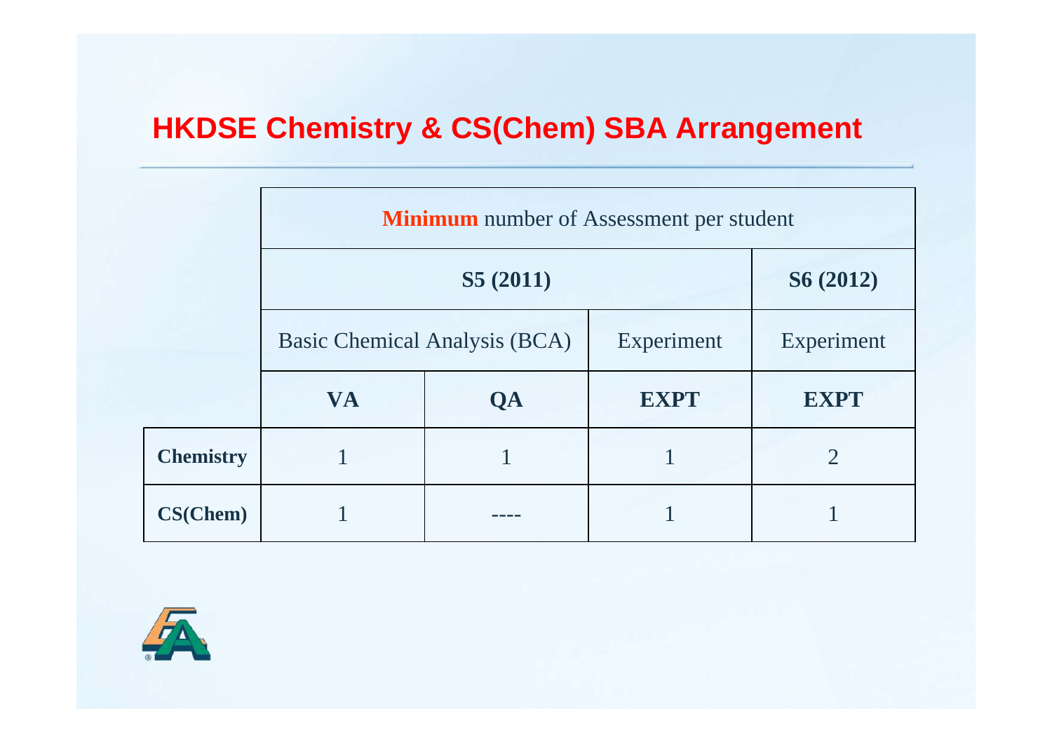# HKDSE Chemistry & CS(Chem) SBA Arrangement

| | **Minimum** number of Assessment per student | | | |
|---|---|---|---|---|
| | **S5 (2011)** | | | **S6 (2012)** |
| | Basic Chemical Analysis (BCA) | | Experiment | Experiment |
| | **VA** | **QA** | **EXPT** | **EXPT** |
| **Chemistry** | 1 | 1 | 1 | 2 |
| **CS(Chem)** | 1 | ---- | 1 | 1 |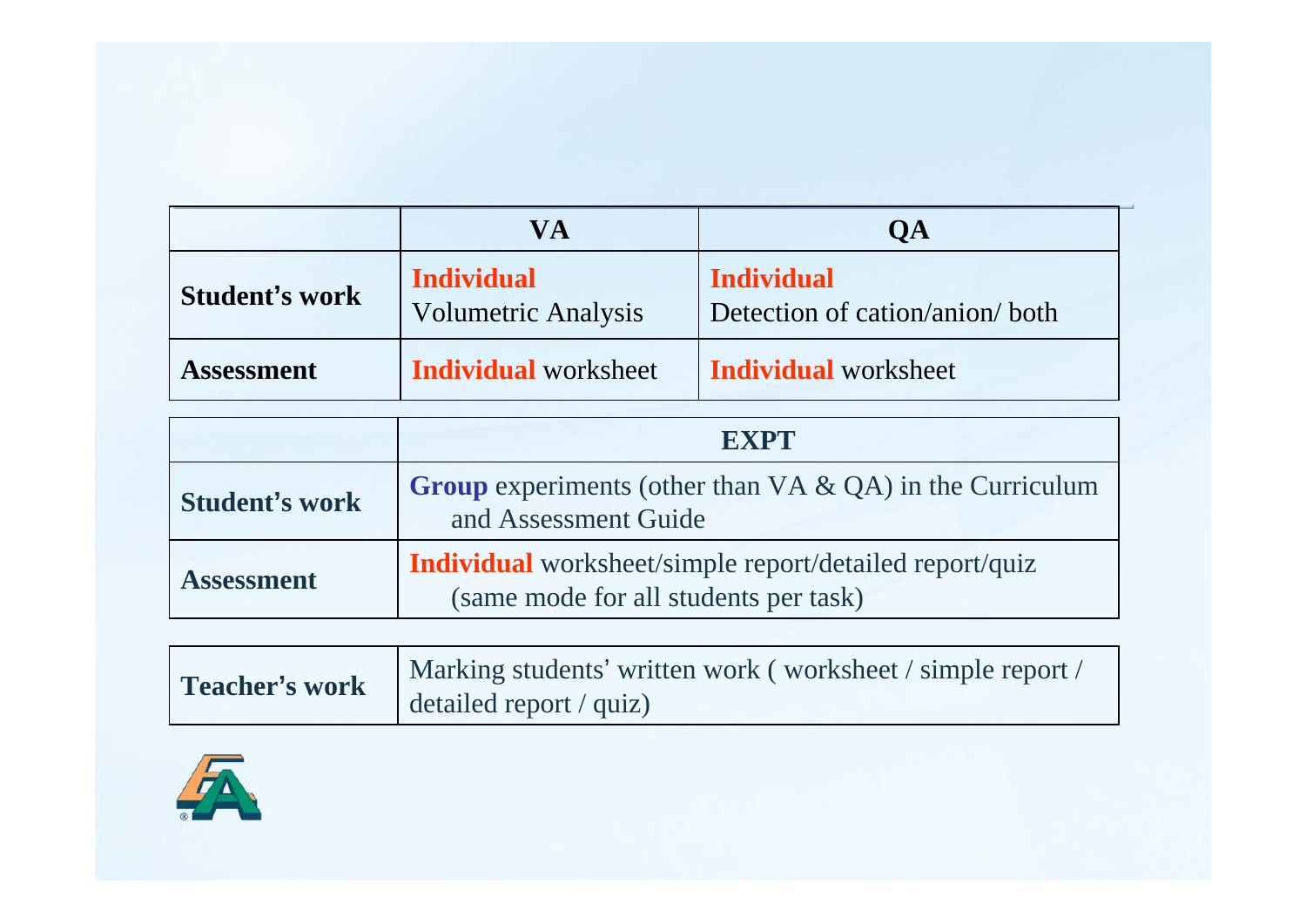| | VA | QA |
|---|---|---|
| **Student's work** | **Individual** Volumetric Analysis | **Individual** Detection of cation/anion/ both |
| **Assessment** | **Individual** worksheet | **Individual** worksheet |

| | EXPT |
|---|---|
| **Student's work** | **Group** experiments (other than VA & QA) in the Curriculum and Assessment Guide |
| **Assessment** | **Individual** worksheet/simple report/detailed report/quiz (same mode for all students per task) |

| | |
|---|---|
| **Teacher's work** | Marking students' written work ( worksheet / simple report / detailed report / quiz) |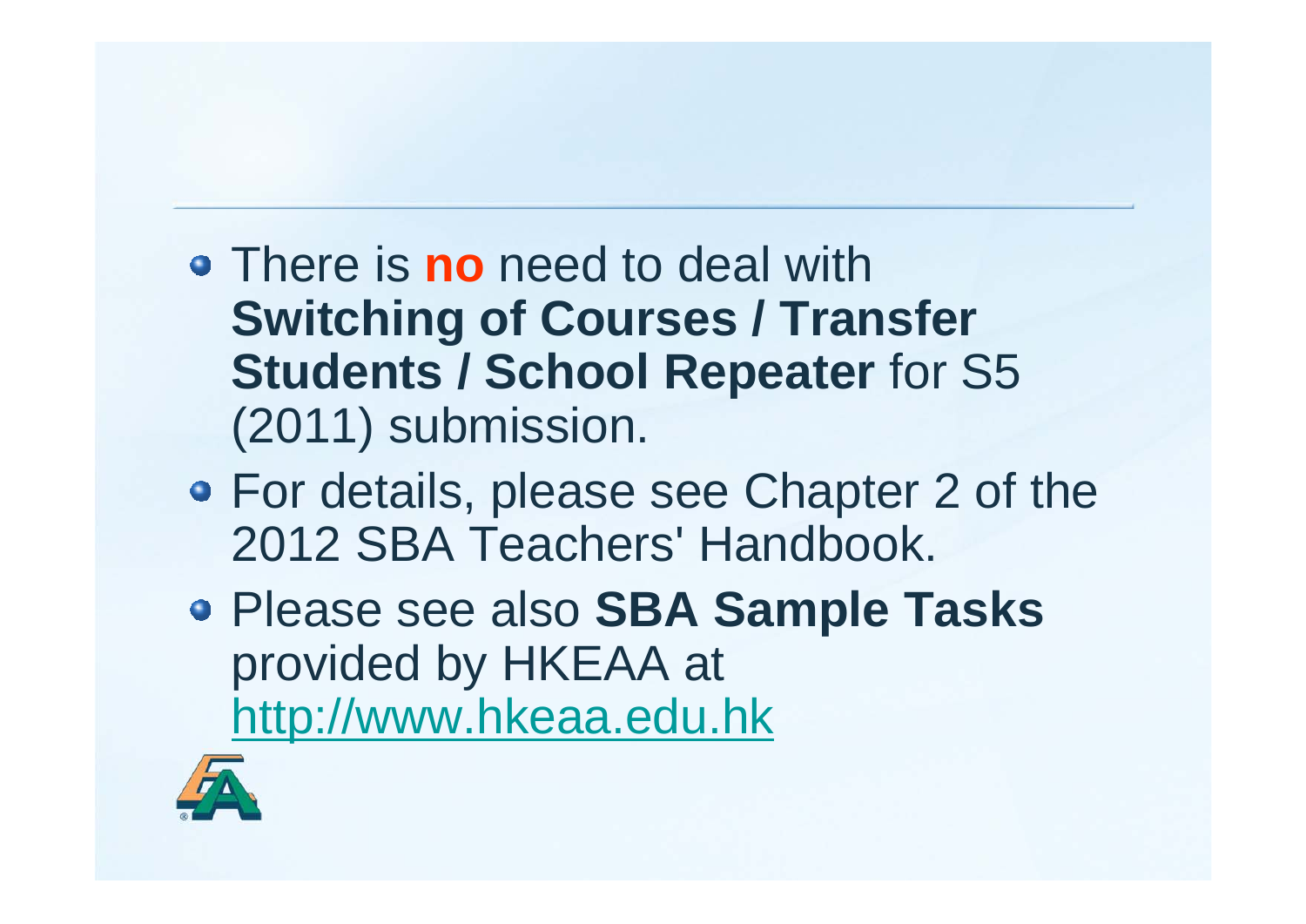- There is **no** need to deal with **Switching of Courses / Transfer Students / School Repeater** for S5 (2011) submission.
- For details, please see Chapter 2 of the 2012 SBA Teachers' Handbook.
- Please see also **SBA Sample Tasks** provided by HKEAA at http://www.hkeaa.edu.hk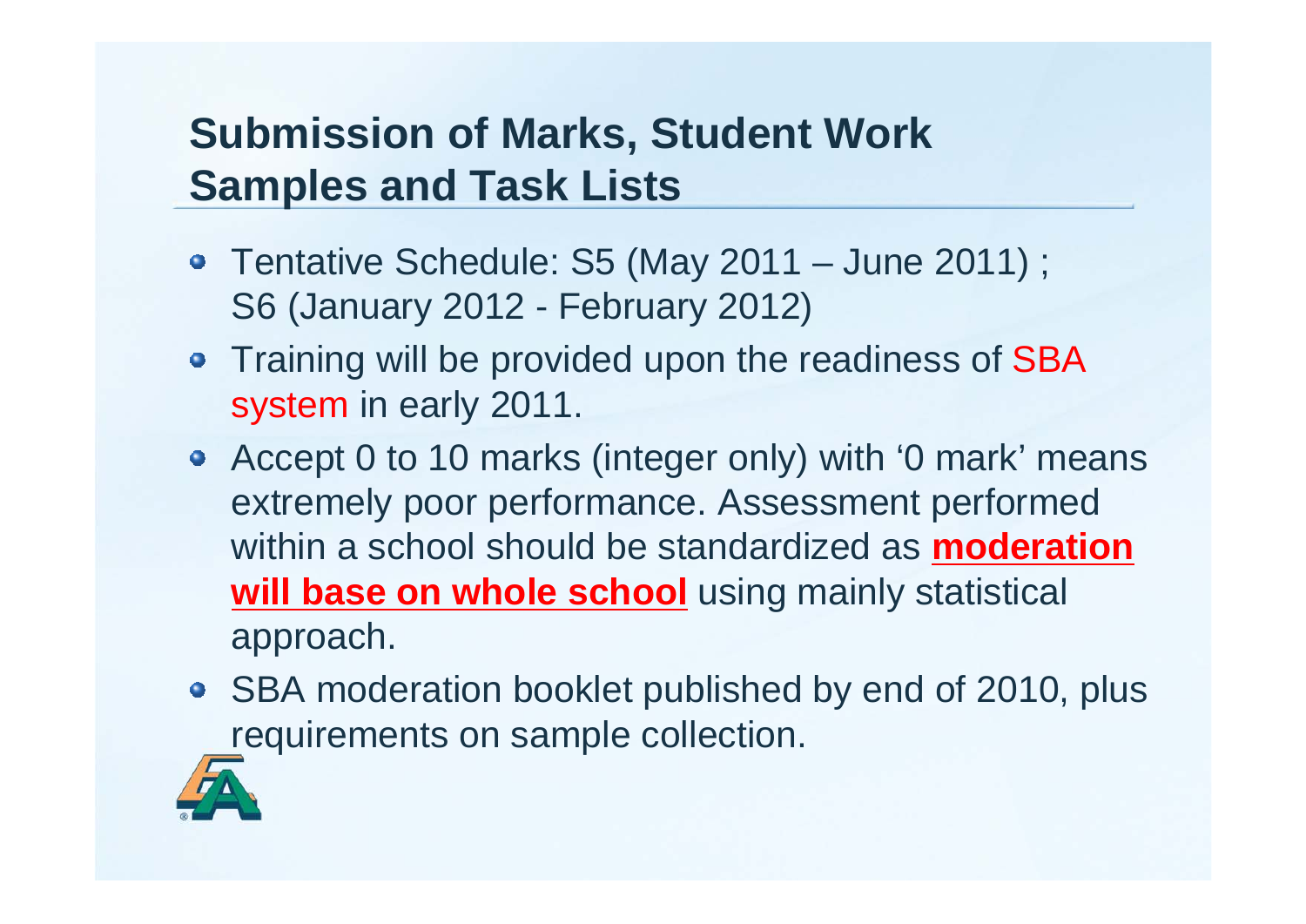## Submission of Marks, Student Work Samples and Task Lists

- Tentative Schedule: S5 (May 2011 – June 2011) ; S6 (January 2012 - February 2012)
- Training will be provided upon the readiness of SBA system in early 2011.
- Accept 0 to 10 marks (integer only) with '0 mark' means extremely poor performance. Assessment performed within a school should be standardized as **moderation will base on whole school** using mainly statistical approach.
- SBA moderation booklet published by end of 2010, plus requirements on sample collection.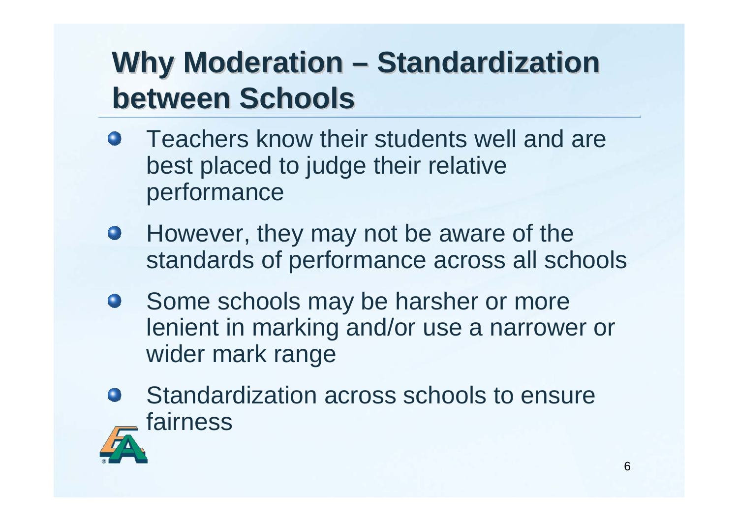# Why Moderation – Standardization between Schools

- Teachers know their students well and are best placed to judge their relative performance
- However, they may not be aware of the standards of performance across all schools
- Some schools may be harsher or more lenient in marking and/or use a narrower or wider mark range
- Standardization across schools to ensure fairness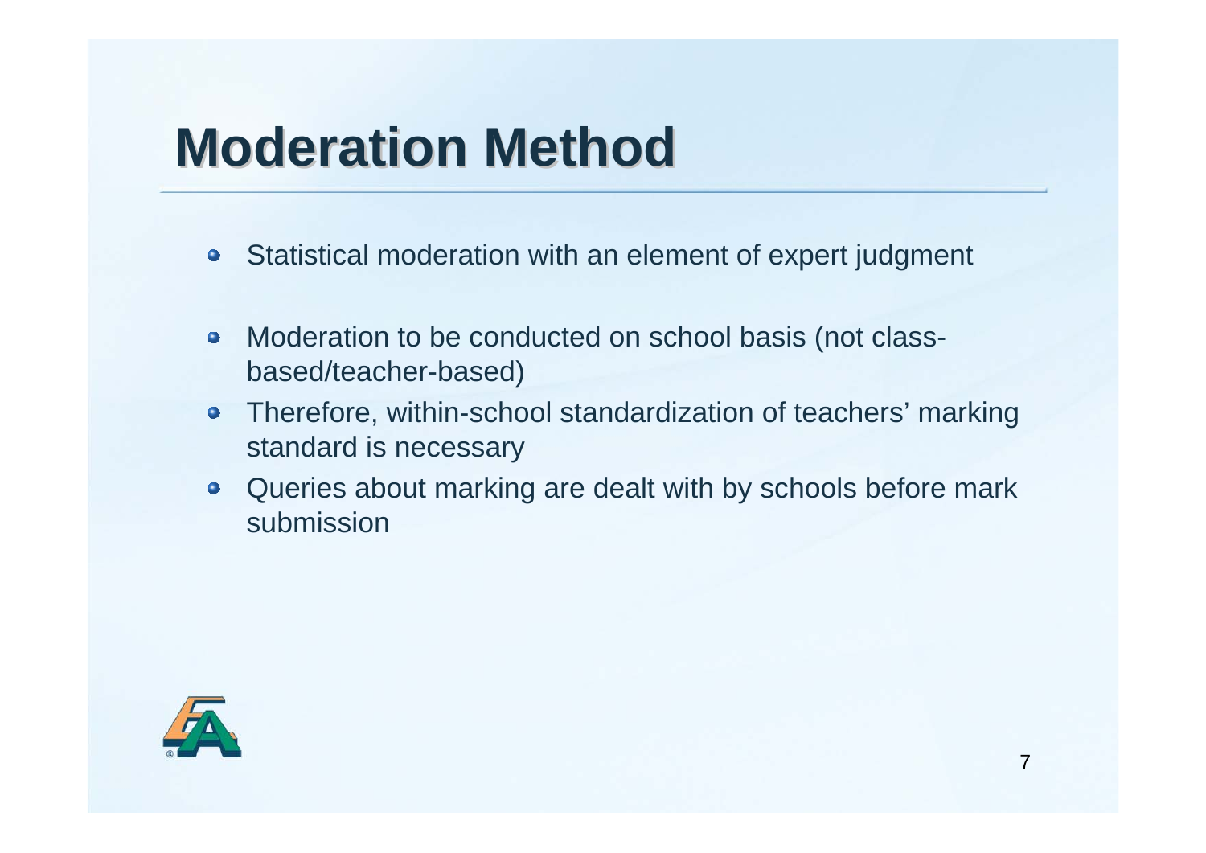# Moderation Method

- Statistical moderation with an element of expert judgment
- Moderation to be conducted on school basis (not class-based/teacher-based)
- Therefore, within-school standardization of teachers' marking standard is necessary
- Queries about marking are dealt with by schools before mark submission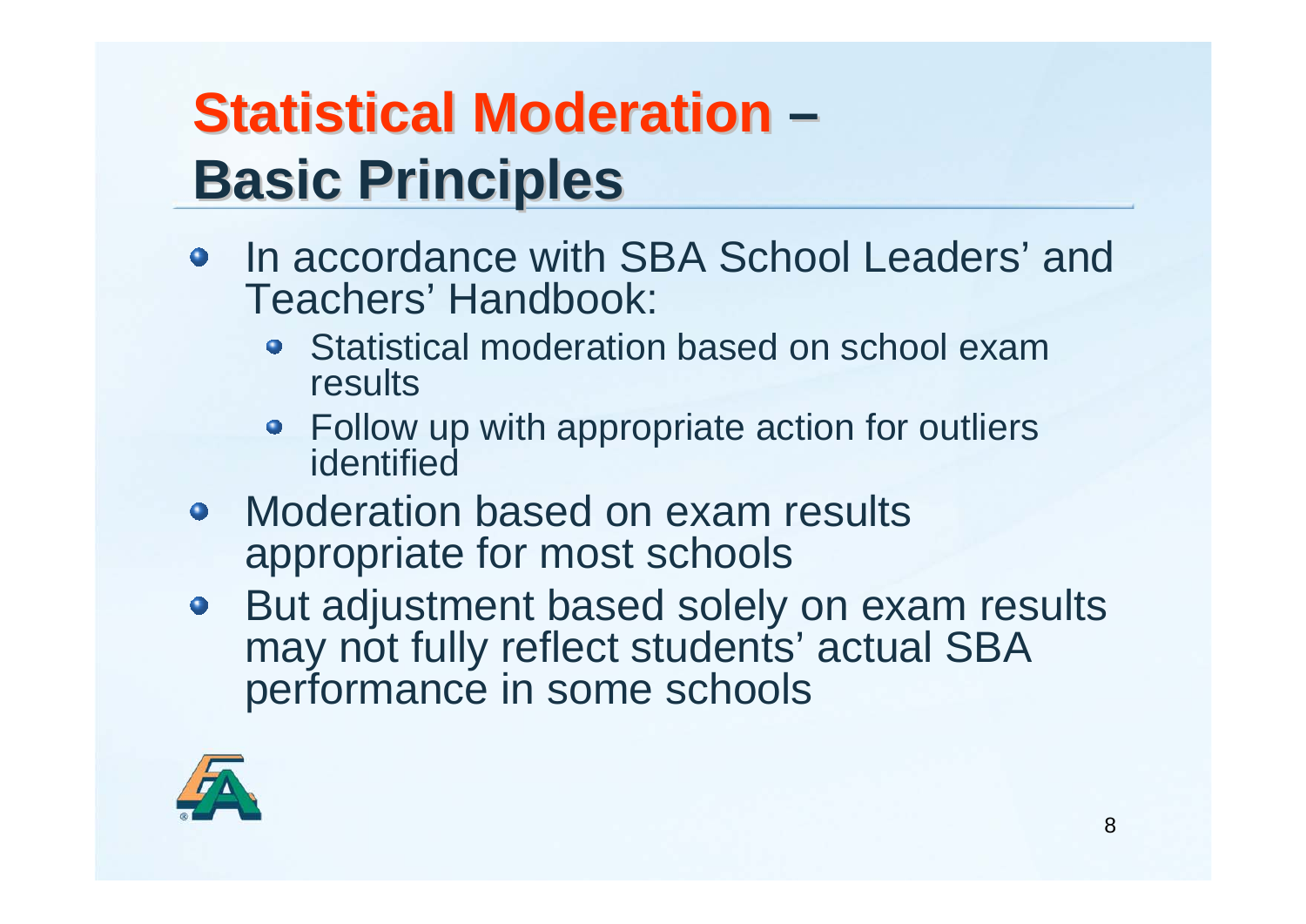# Statistical Moderation – Basic Principles

- In accordance with SBA School Leaders' and Teachers' Handbook:
  - Statistical moderation based on school exam results
  - Follow up with appropriate action for outliers identified
- Moderation based on exam results appropriate for most schools
- But adjustment based solely on exam results may not fully reflect students' actual SBA performance in some schools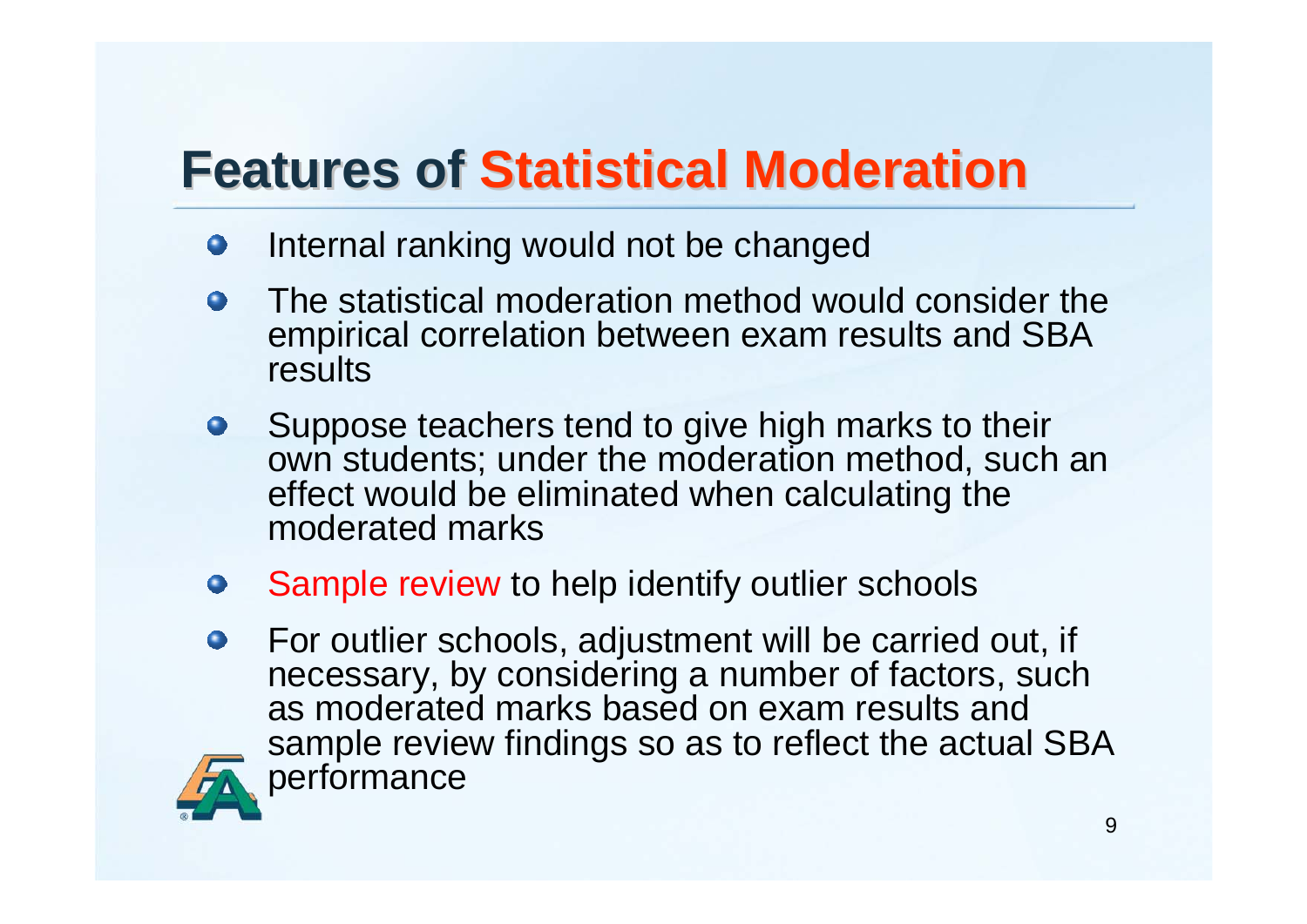# Features of Statistical Moderation

- Internal ranking would not be changed
- The statistical moderation method would consider the empirical correlation between exam results and SBA results
- Suppose teachers tend to give high marks to their own students; under the moderation method, such an effect would be eliminated when calculating the moderated marks
- Sample review to help identify outlier schools
- For outlier schools, adjustment will be carried out, if necessary, by considering a number of factors, such as moderated marks based on exam results and sample review findings so as to reflect the actual SBA performance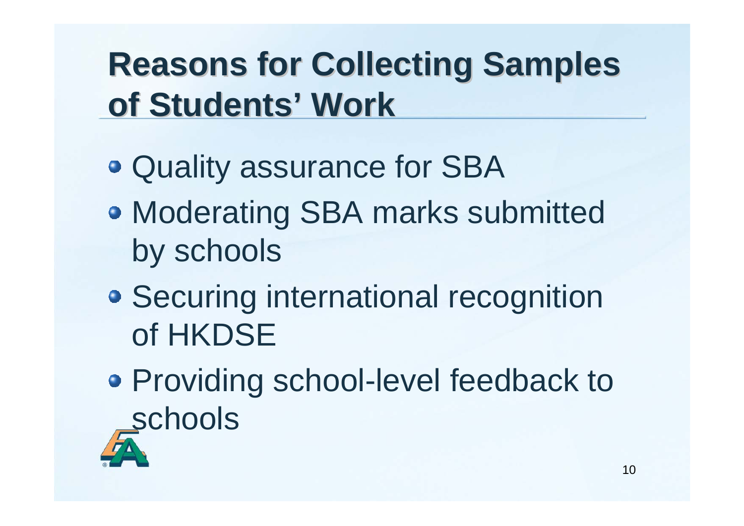# Reasons for Collecting Samples of Students' Work

- Quality assurance for SBA
- Moderating SBA marks submitted by schools
- Securing international recognition of HKDSE
- Providing school-level feedback to schools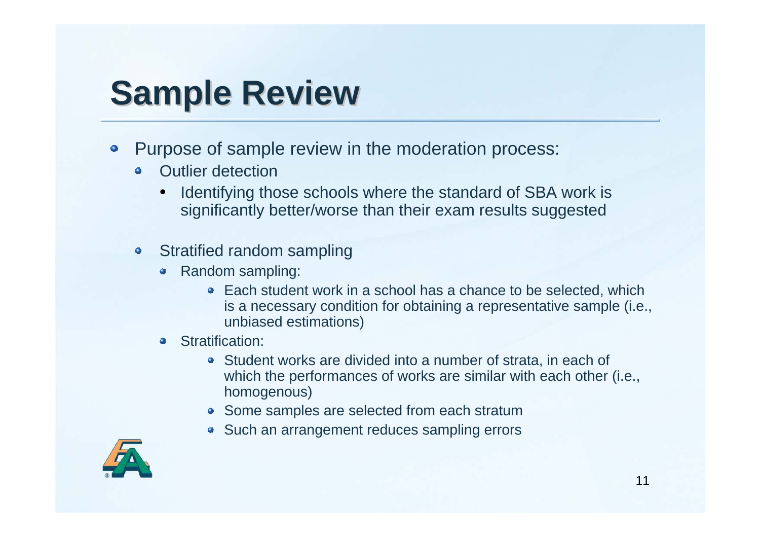# Sample Review

- Purpose of sample review in the moderation process:
  - Outlier detection
    - Identifying those schools where the standard of SBA work is significantly better/worse than their exam results suggested
  - Stratified random sampling
    - Random sampling:
      - Each student work in a school has a chance to be selected, which is a necessary condition for obtaining a representative sample (i.e., unbiased estimations)
    - Stratification:
      - Student works are divided into a number of strata, in each of which the performances of works are similar with each other (i.e., homogenous)
      - Some samples are selected from each stratum
      - Such an arrangement reduces sampling errors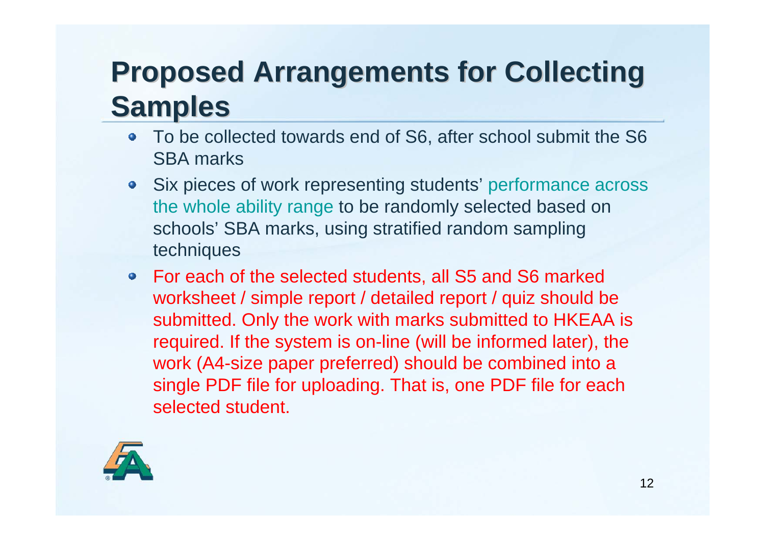# Proposed Arrangements for Collecting Samples

- To be collected towards end of S6, after school submit the S6 SBA marks
- Six pieces of work representing students' performance across the whole ability range to be randomly selected based on schools' SBA marks, using stratified random sampling techniques
- For each of the selected students, all S5 and S6 marked worksheet / simple report / detailed report / quiz should be submitted. Only the work with marks submitted to HKEAA is required. If the system is on-line (will be informed later), the work (A4-size paper preferred) should be combined into a single PDF file for uploading. That is, one PDF file for each selected student.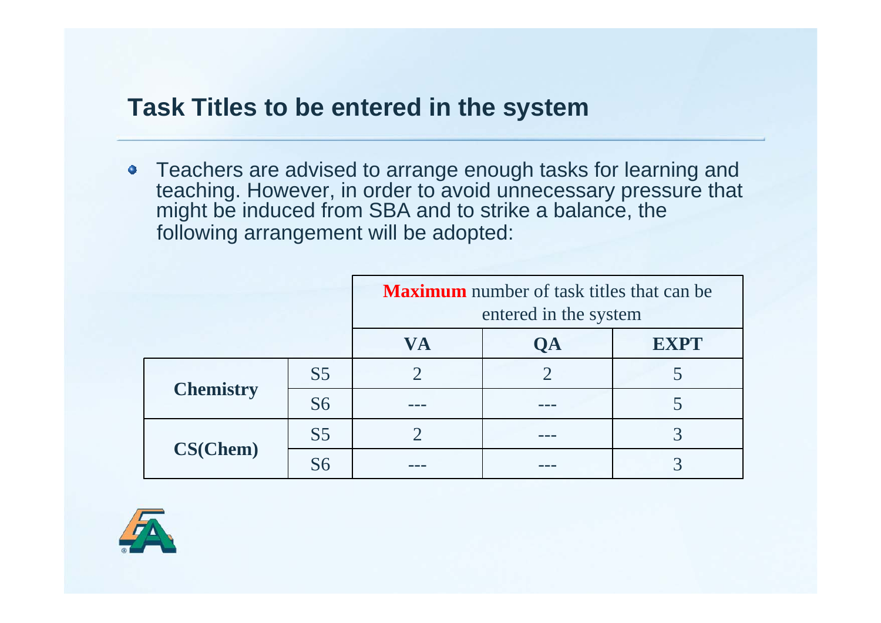## Task Titles to be entered in the system

- Teachers are advised to arrange enough tasks for learning and teaching. However, in order to avoid unnecessary pressure that might be induced from SBA and to strike a balance, the following arrangement will be adopted:

| | | **Maximum** number of task titles that can be entered in the system | | |
|---|---|---|---|---|
| | | **VA** | **QA** | **EXPT** |
| **Chemistry** | S5 | 2 | 2 | 5 |
| | S6 | --- | --- | 5 |
| **CS(Chem)** | S5 | 2 | --- | 3 |
| | S6 | --- | --- | 3 |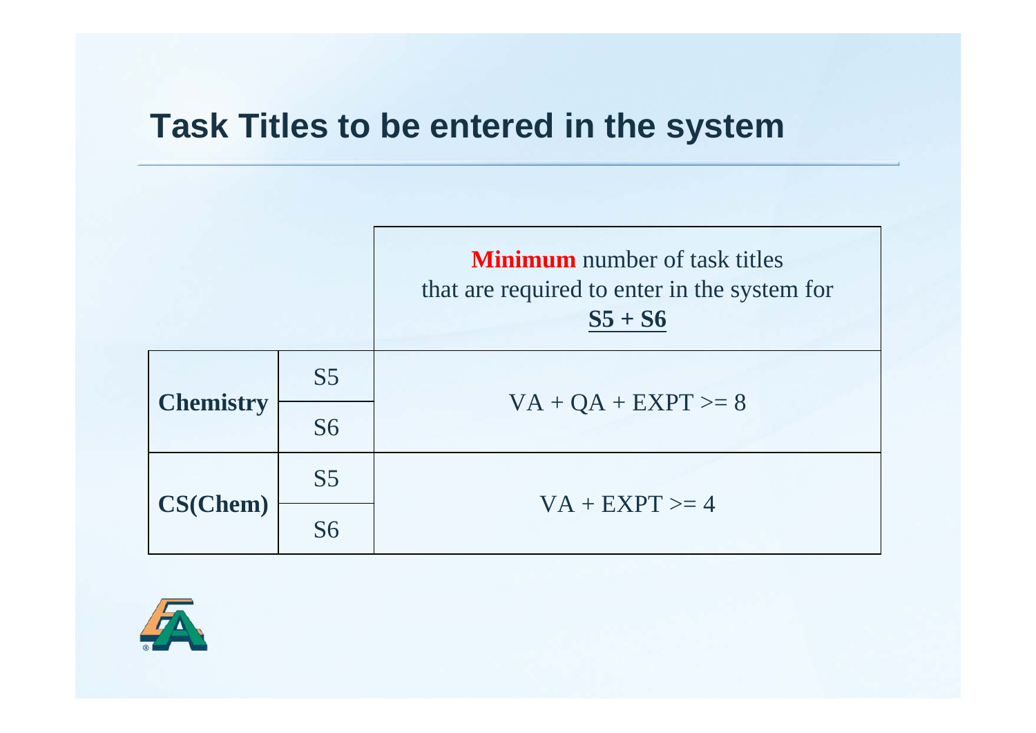## Task Titles to be entered in the system

| | | **Minimum** number of task titles that are required to enter in the system for **S5 + S6** |
|---|---|---|
| **Chemistry** | S5 | VA + QA + EXPT >= 8 |
| | S6 | |
| **CS(Chem)** | S5 | VA + EXPT >= 4 |
| | S6 | |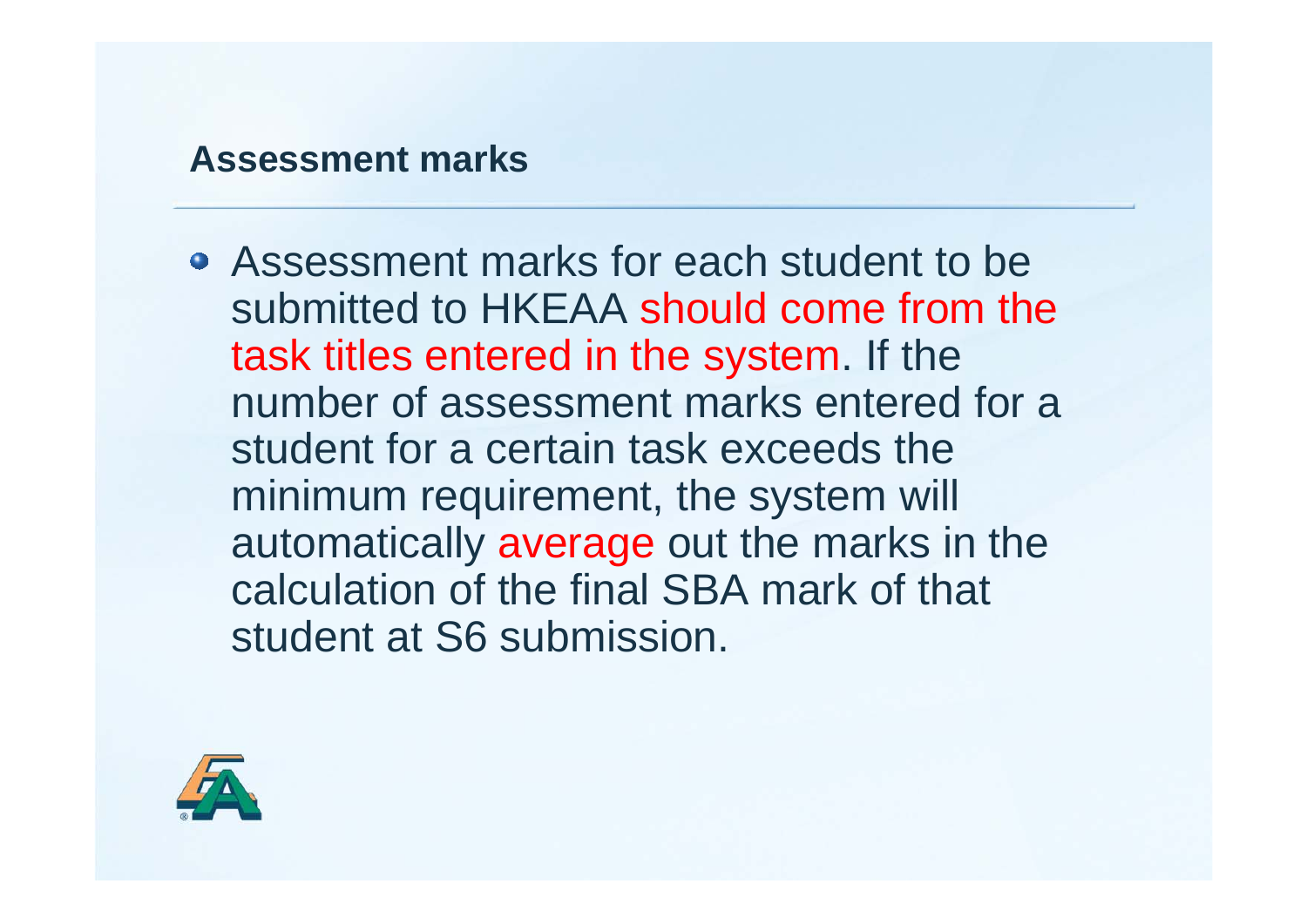## Assessment marks

- Assessment marks for each student to be submitted to HKEAA should come from the task titles entered in the system. If the number of assessment marks entered for a student for a certain task exceeds the minimum requirement, the system will automatically average out the marks in the calculation of the final SBA mark of that student at S6 submission.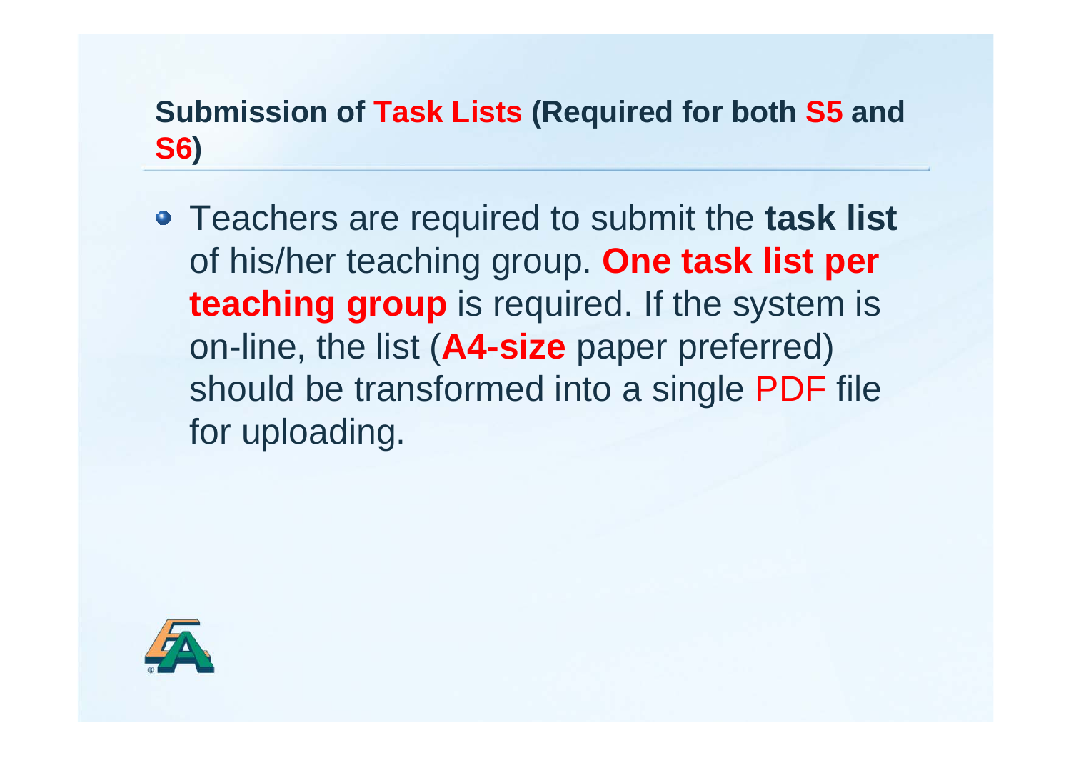## Submission of Task Lists (Required for both S5 and S6)

- Teachers are required to submit the **task list** of his/her teaching group. **One task list per teaching group** is required. If the system is on-line, the list (**A4-size** paper preferred) should be transformed into a single PDF file for uploading.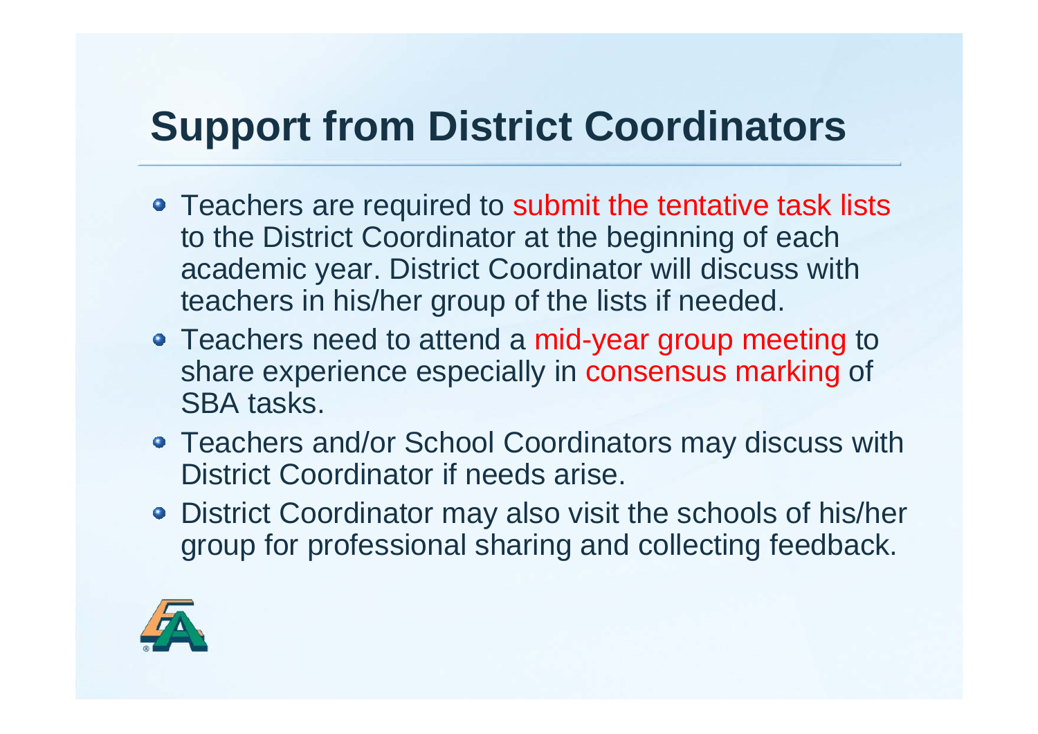# Support from District Coordinators

- Teachers are required to submit the tentative task lists to the District Coordinator at the beginning of each academic year. District Coordinator will discuss with teachers in his/her group of the lists if needed.
- Teachers need to attend a mid-year group meeting to share experience especially in consensus marking of SBA tasks.
- Teachers and/or School Coordinators may discuss with District Coordinator if needs arise.
- District Coordinator may also visit the schools of his/her group for professional sharing and collecting feedback.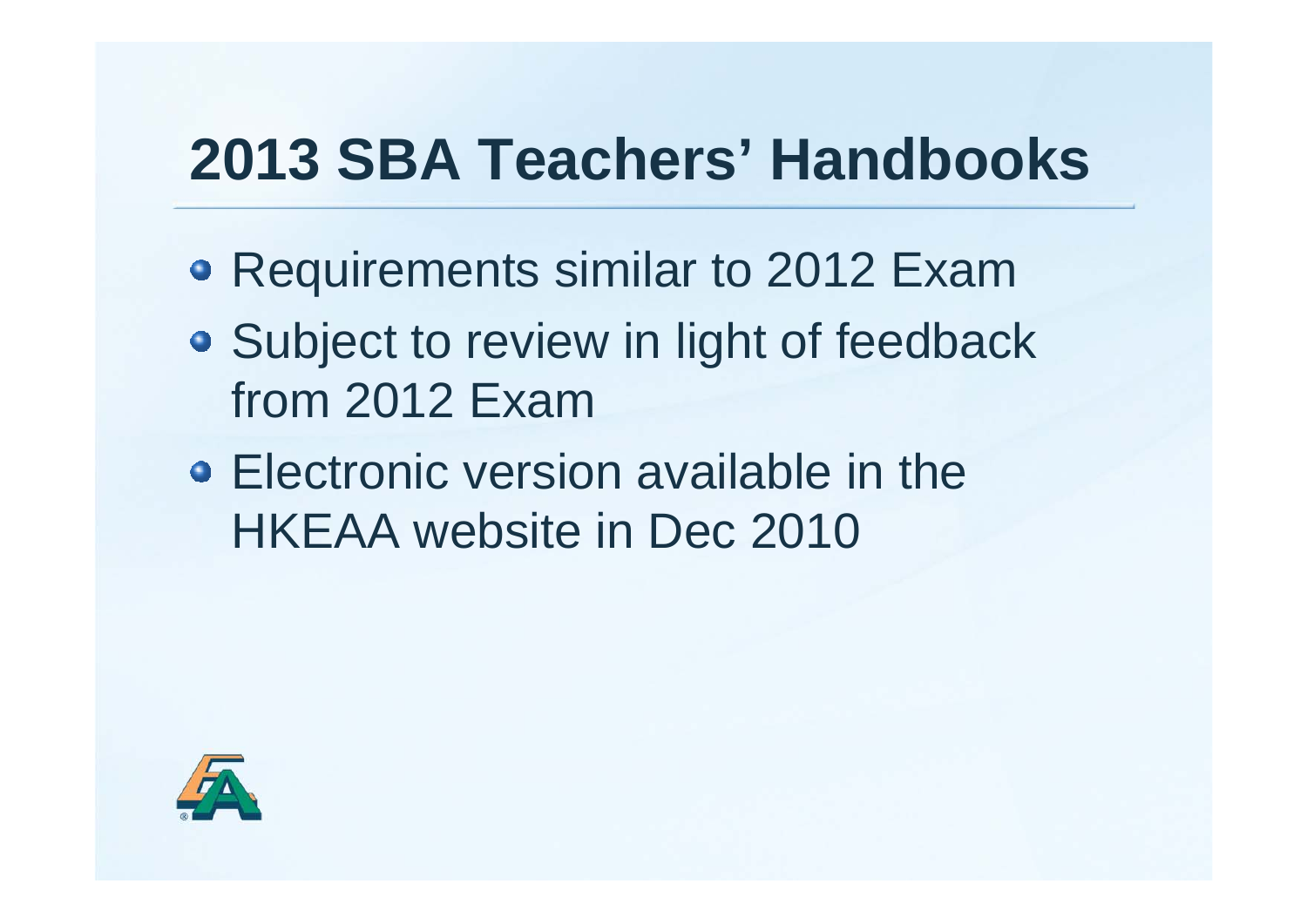# 2013 SBA Teachers' Handbooks

- Requirements similar to 2012 Exam
- Subject to review in light of feedback from 2012 Exam
- Electronic version available in the HKEAA website in Dec 2010